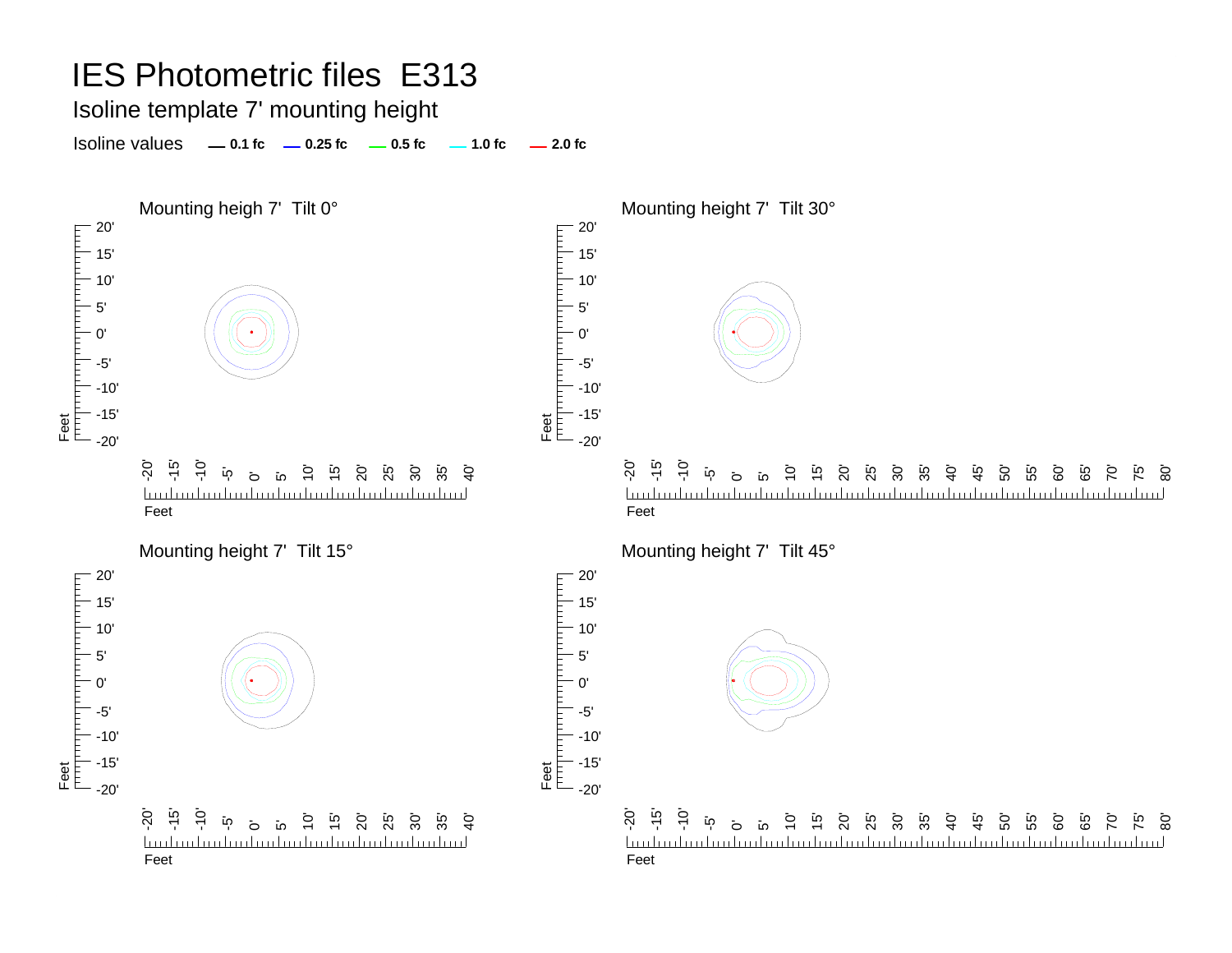# IES Photometric files E313

## Isoline template 7' mounting height

Isoline values — 0.1 fc — 0.25 fc — 0.5 fc — 1.0 fc — 2.0 fc

Mounting heigh 7' Tilt 0°

Mounting height 7' Tilt 30°

Mounting height 7' Tilt 15°

Mounting height 7' Tilt 45°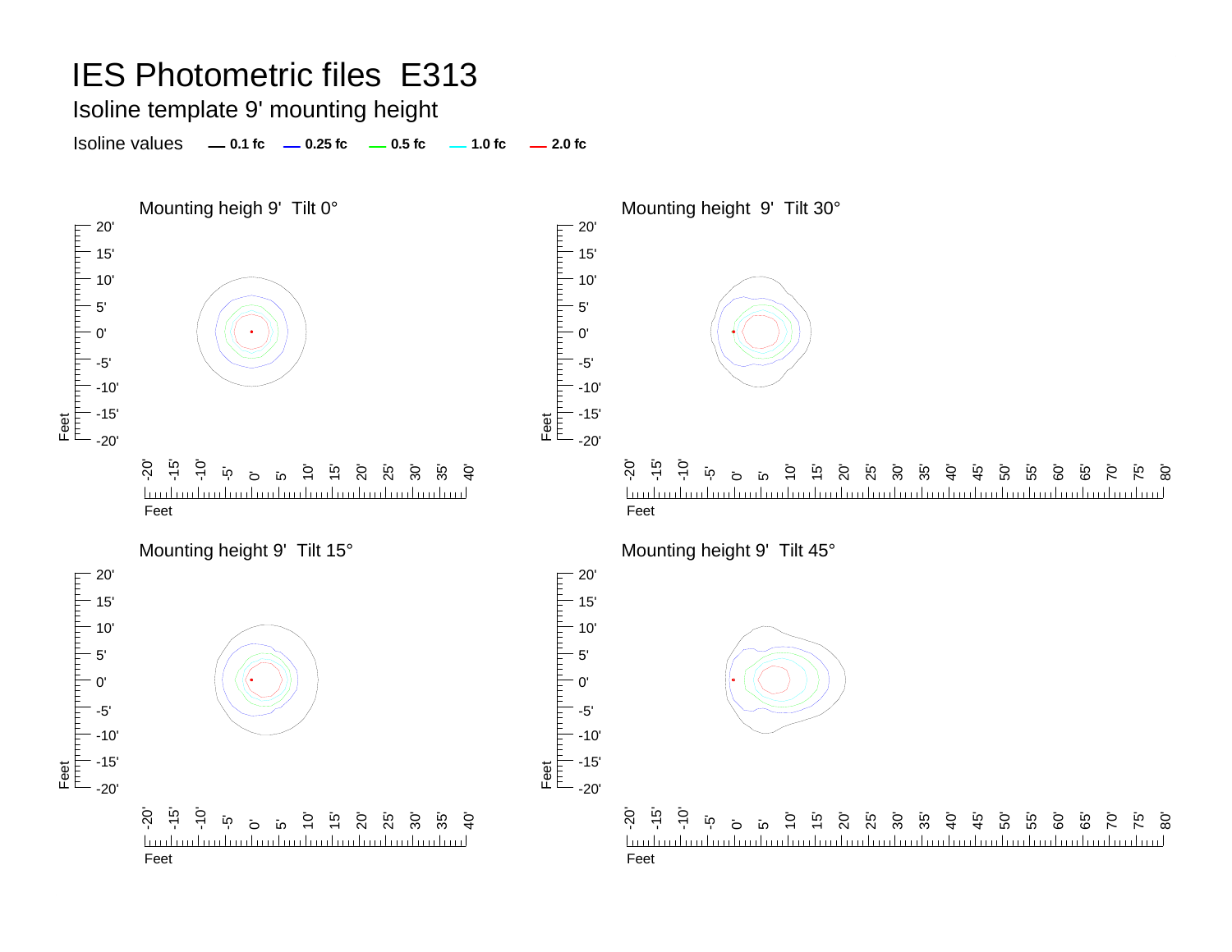# IES Photometric files E313

## Isoline template 9' mounting height

Isoline values — 0.1 fc — 0.25 fc — 0.5 fc — 1.0 fc — 2.0 fc

Mounting heigh 9' Tilt 0°

Mounting height 9' Tilt 30°

Mounting height 9' Tilt 15°

Mounting height 9' Tilt 45°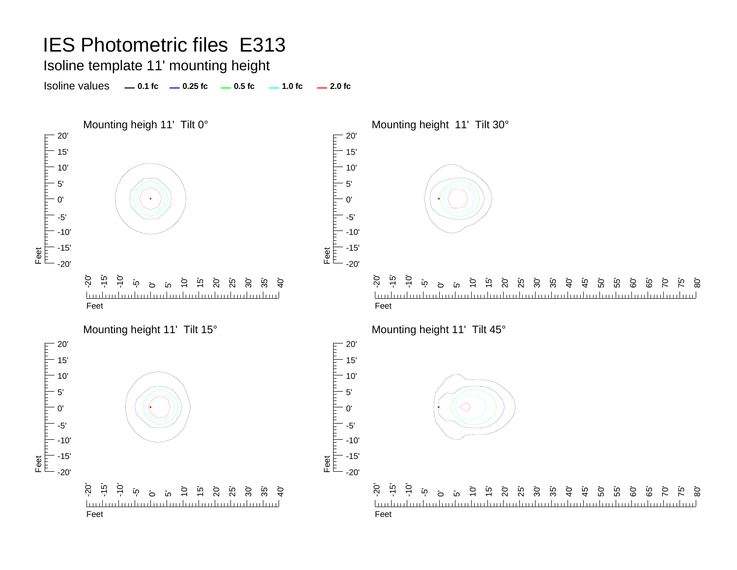# IES Photometric files E313

## Isoline template 11' mounting height

Isoline values — 0.1 fc — 0.25 fc — 0.5 fc — 1.0 fc — 2.0 fc

Mounting heigh 11' Tilt 0°

Mounting height 11' Tilt 30°

Mounting height 11' Tilt 15°

Mounting height 11' Tilt 45°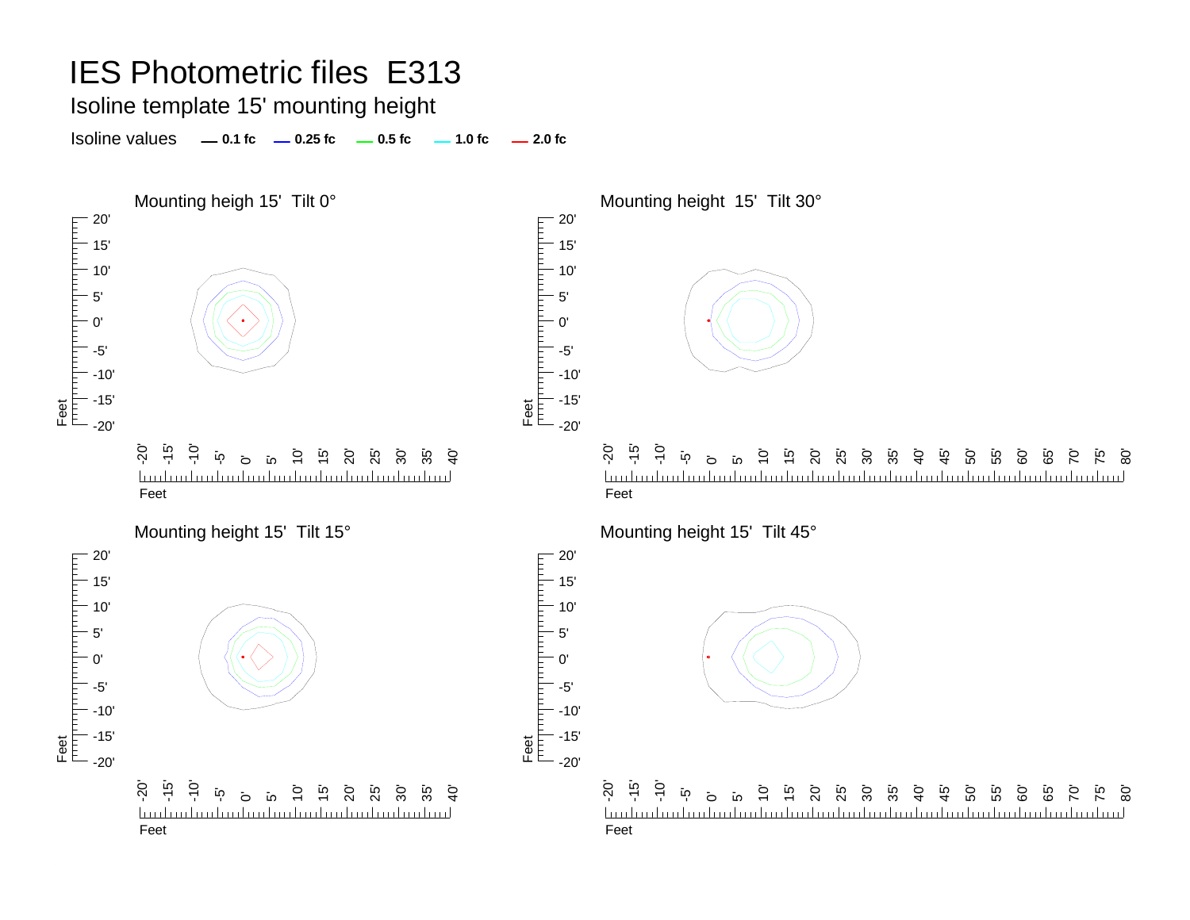# IES Photometric files E313

## Isoline template 15' mounting height

Isoline values **0.1 fc** **0.25 fc** **0.5 fc** **1.0 fc** **2.0 fc**

Mounting heigh 15' Tilt 0°

Mounting height 15' Tilt 30°

Mounting height 15' Tilt 15°

Mounting height 15' Tilt 45°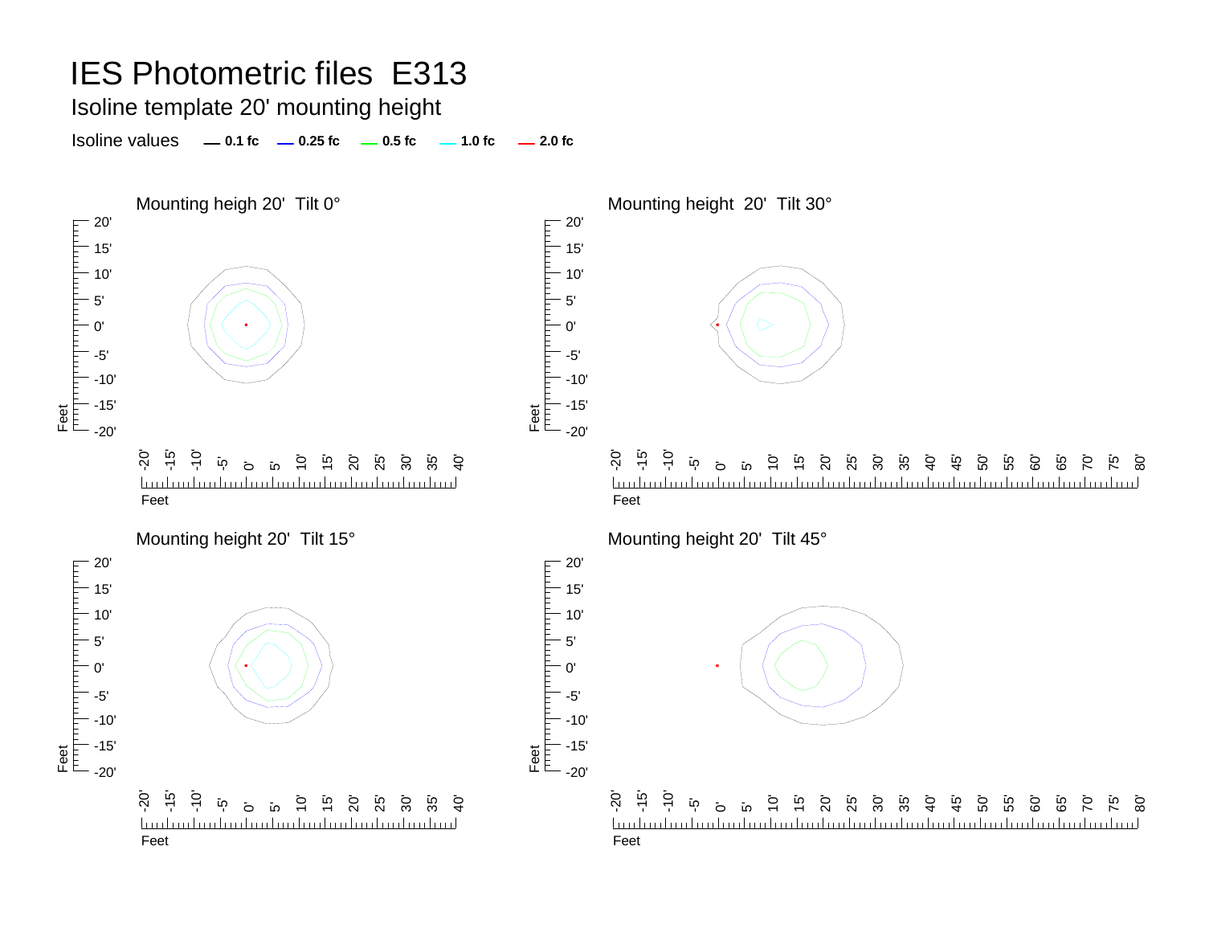# IES Photometric files E313

## Isoline template 20' mounting height

Isoline values — 0.1 fc — 0.25 fc — 0.5 fc — 1.0 fc — 2.0 fc

Mounting heigh 20' Tilt 0°

Mounting height 20' Tilt 30°

Mounting height 20' Tilt 15°

Mounting height 20' Tilt 45°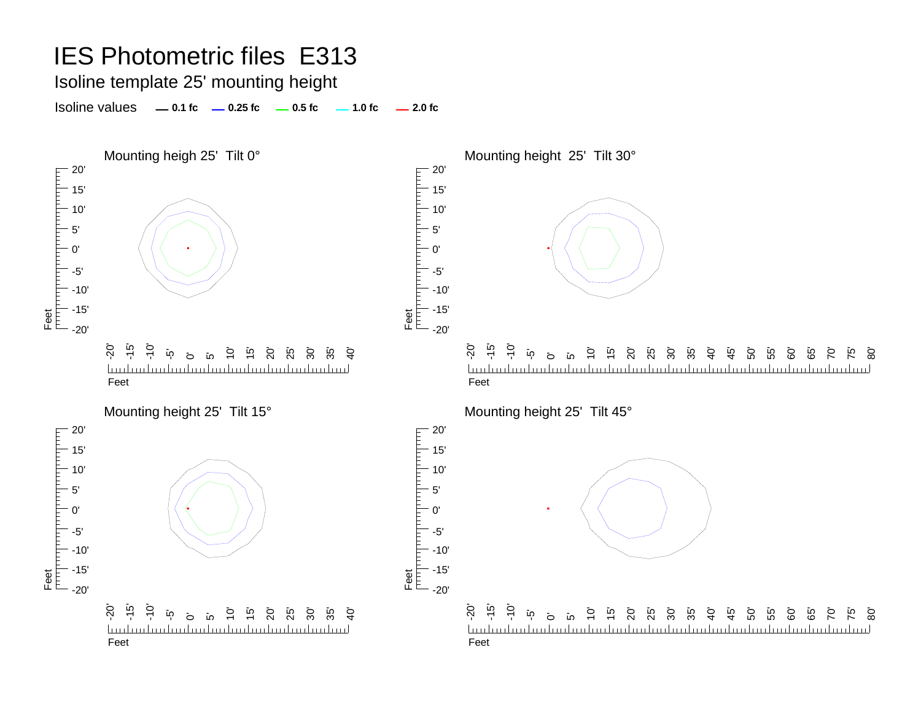# IES Photometric files E313

## Isoline template 25' mounting height

Isoline values — 0.1 fc — 0.25 fc — 0.5 fc — 1.0 fc — 2.0 fc

Mounting heigh 25' Tilt 0°

Mounting height 25' Tilt 30°

Mounting height 25' Tilt 15°

Mounting height 25' Tilt 45°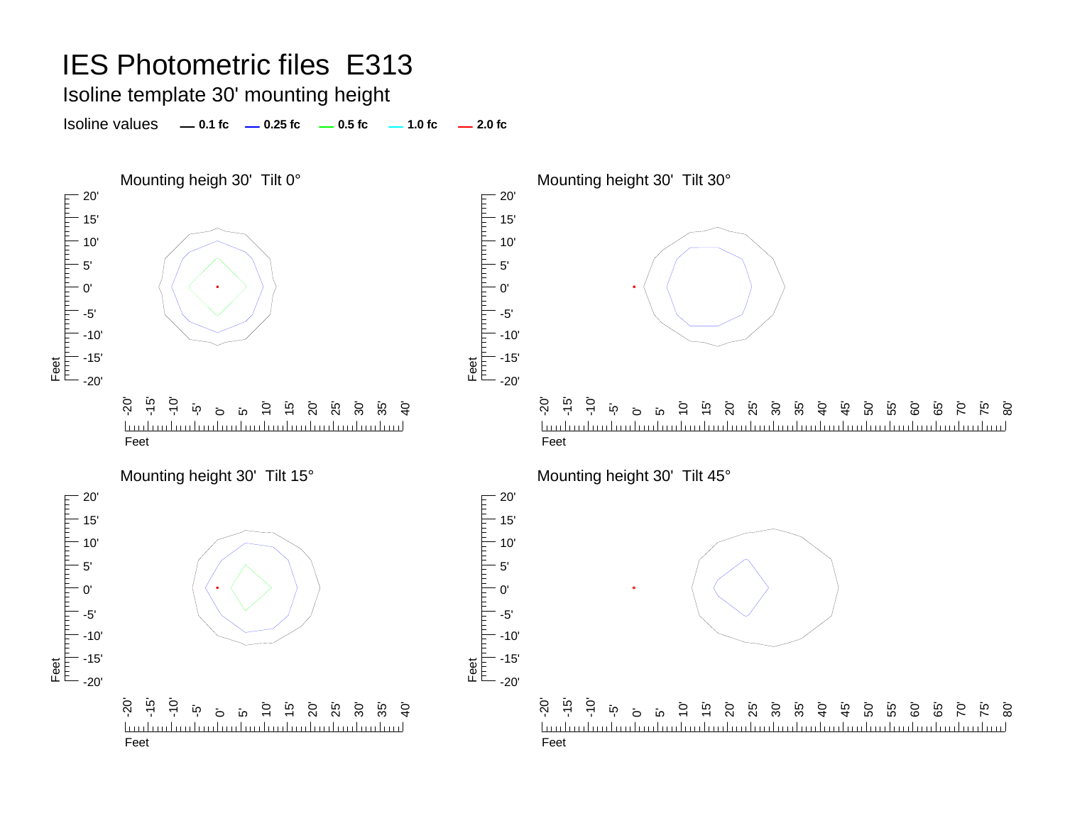# IES Photometric files E313

## Isoline template 30' mounting height

Isoline values — 0.1 fc — 0.25 fc — 0.5 fc — 1.0 fc — 2.0 fc

Mounting heigh 30' Tilt 0°

20' 15' 10' 5' 0' -5' -10' -15' -20'

Feet

-20' -15' -10' -5' 0' 5' 10' 15' 20' 25' 30' 35' 40'

Feet

Mounting height 30' Tilt 30°

20' 15' 10' 5' 0' -5' -10' -15' -20'

Feet

-20' -15' -10' -5' 0' 5' 10' 15' 20' 25' 30' 35' 40' 45' 50' 55' 60' 65' 70' 75' 80'

Feet

Mounting height 30' Tilt 15°

20' 15' 10' 5' 0' -5' -10' -15' -20'

Feet

-20' -15' -10' -5' 0' 5' 10' 15' 20' 25' 30' 35' 40'

Feet

Mounting height 30' Tilt 45°

20' 15' 10' 5' 0' -5' -10' -15' -20'

Feet

-20' -15' -10' -5' 0' 5' 10' 15' 20' 25' 30' 35' 40' 45' 50' 55' 60' 65' 70' 75' 80'

Feet